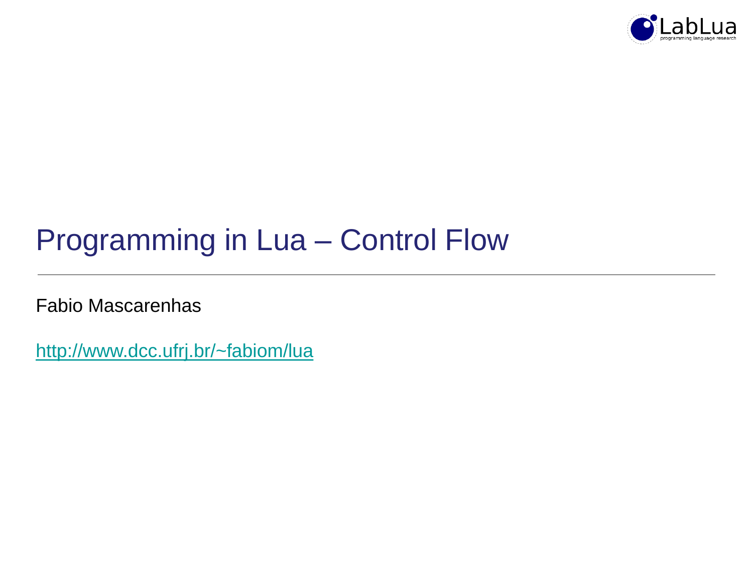# Programming in Lua – Control Flow

Fabio Mascarenhas

[http://www.dcc.ufrj.br/~fabiom/lua](http://www.dcc.ufrj.br/~fabiom/lua)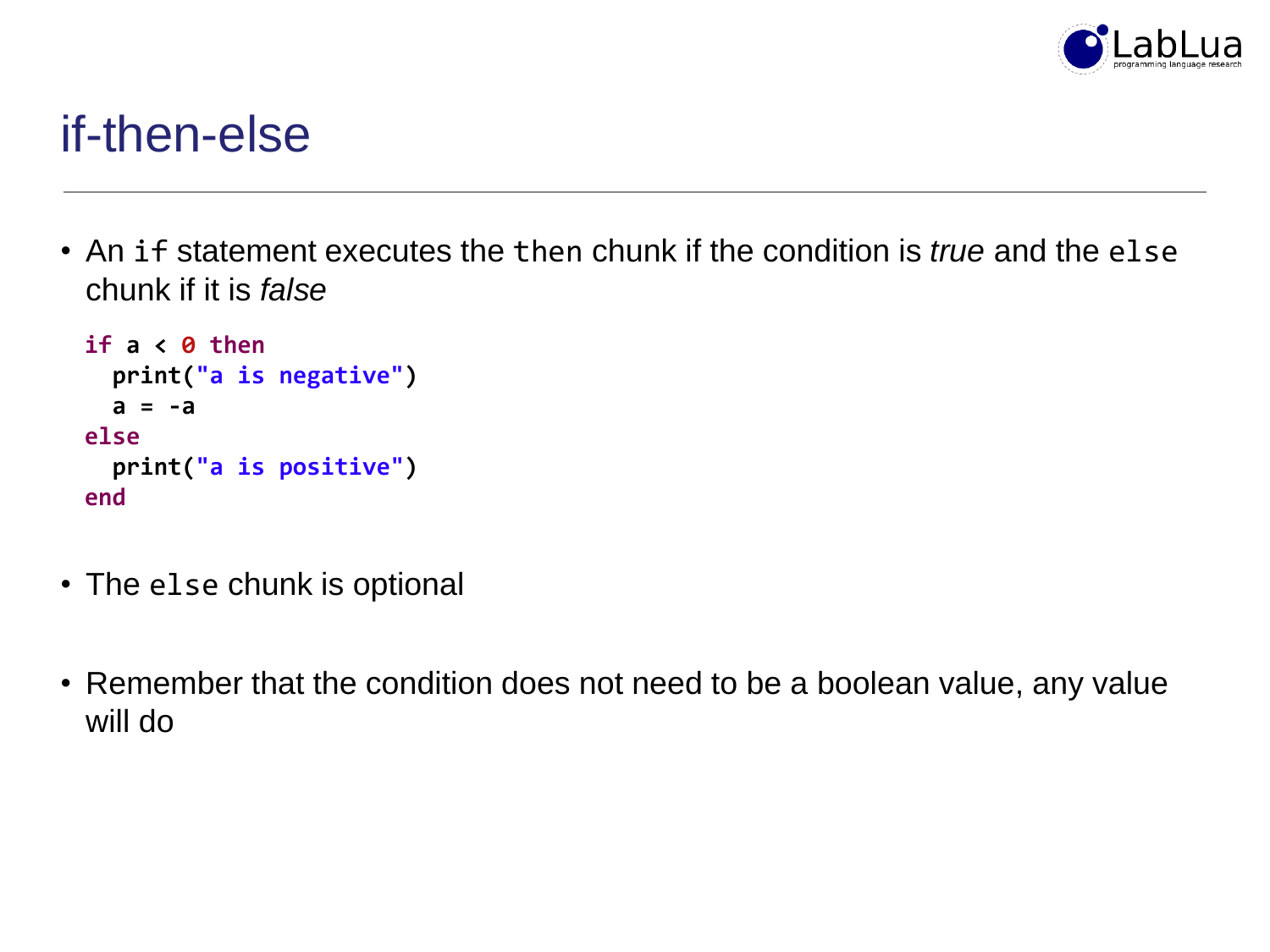# if-then-else

- An `if` statement executes the `then` chunk if the condition is *true* and the `else` chunk if it is *false*

```
if a < 0 then
  print("a is negative")
  a = -a
else
  print("a is positive")
end
```

- The `else` chunk is optional

- Remember that the condition does not need to be a boolean value, any value will do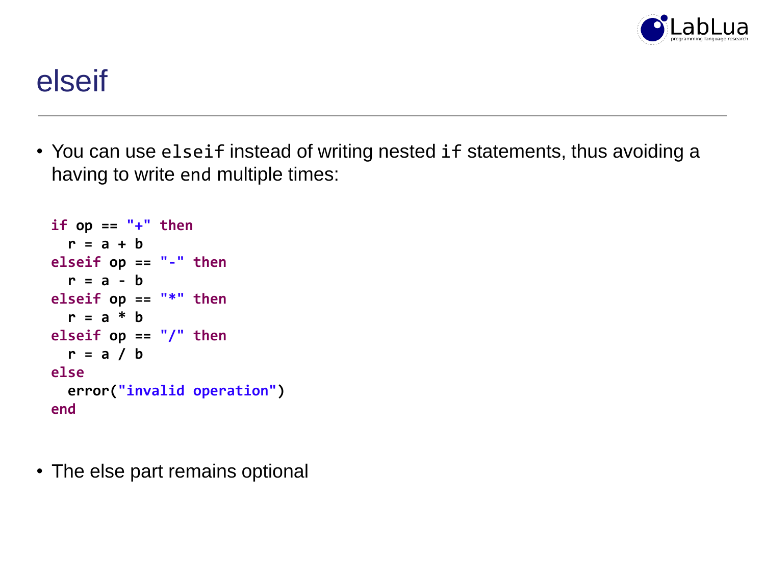# elseif

- You can use `elseif` instead of writing nested `if` statements, thus avoiding a having to write `end` multiple times:

```
if op == "+" then
  r = a + b
elseif op == "-" then
  r = a - b
elseif op == "*" then
  r = a * b
elseif op == "/" then
  r = a / b
else
  error("invalid operation")
end
```

- The else part remains optional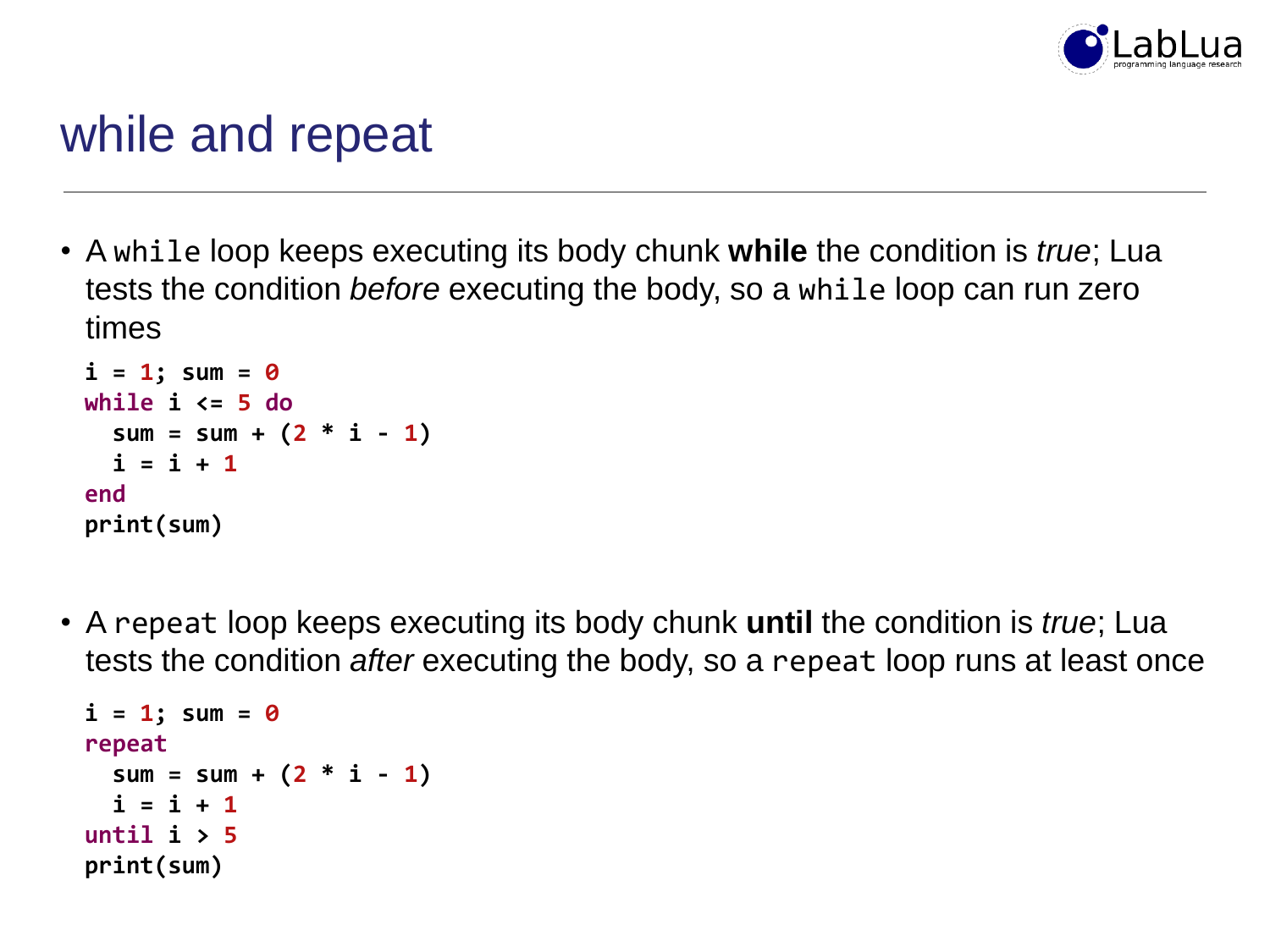# while and repeat

- A `while` loop keeps executing its body chunk **while** the condition is *true*; Lua tests the condition *before* executing the body, so a `while` loop can run zero times

```
i = 1; sum = 0
while i <= 5 do
  sum = sum + (2 * i - 1)
  i = i + 1
end
print(sum)
```

- A `repeat` loop keeps executing its body chunk **until** the condition is *true*; Lua tests the condition *after* executing the body, so a `repeat` loop runs at least once

```
i = 1; sum = 0
repeat
  sum = sum + (2 * i - 1)
  i = i + 1
until i > 5
print(sum)
```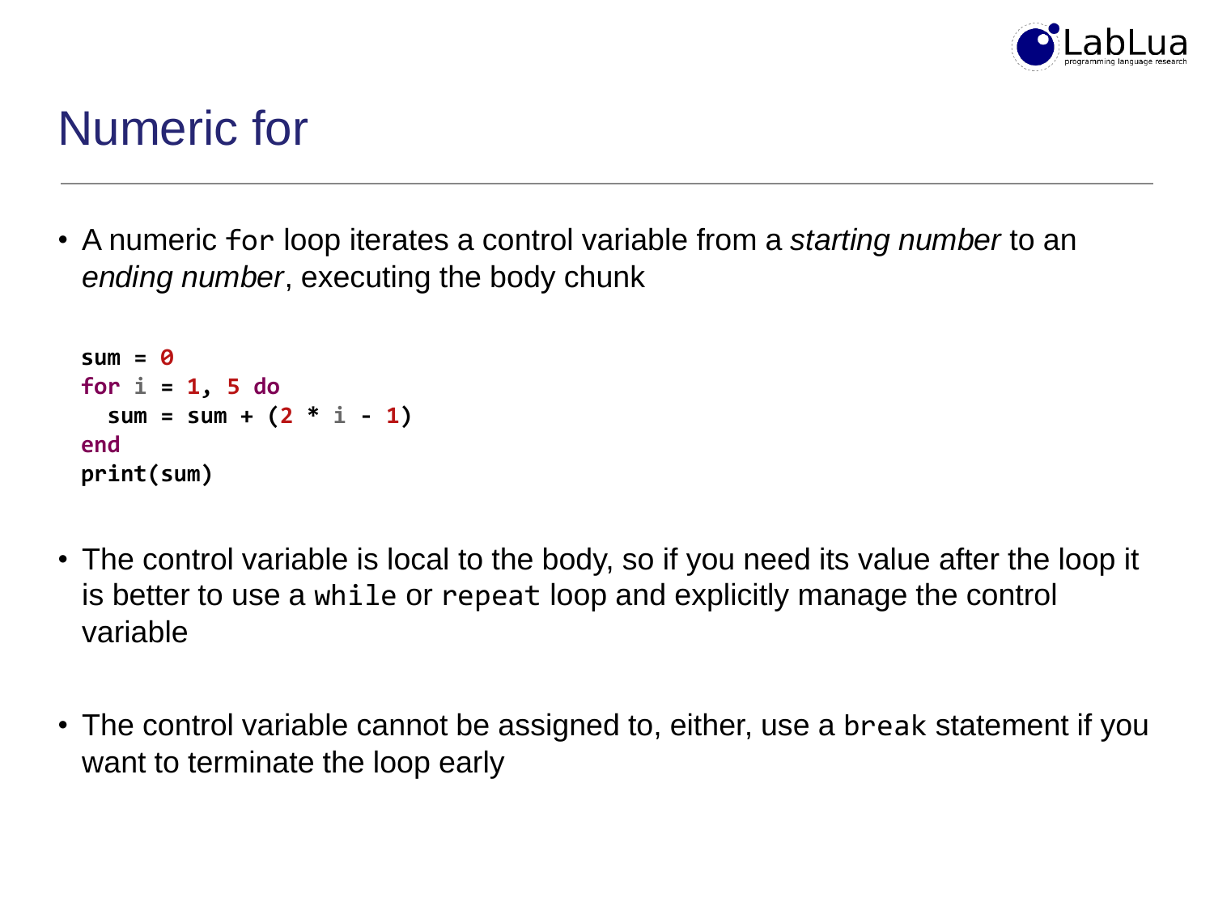# Numeric for

- A numeric `for` loop iterates a control variable from a *starting number* to an *ending number*, executing the body chunk

```lua
sum = 0
for i = 1, 5 do
  sum = sum + (2 * i - 1)
end
print(sum)
```

- The control variable is local to the body, so if you need its value after the loop it is better to use a `while` or `repeat` loop and explicitly manage the control variable

- The control variable cannot be assigned to, either, use a `break` statement if you want to terminate the loop early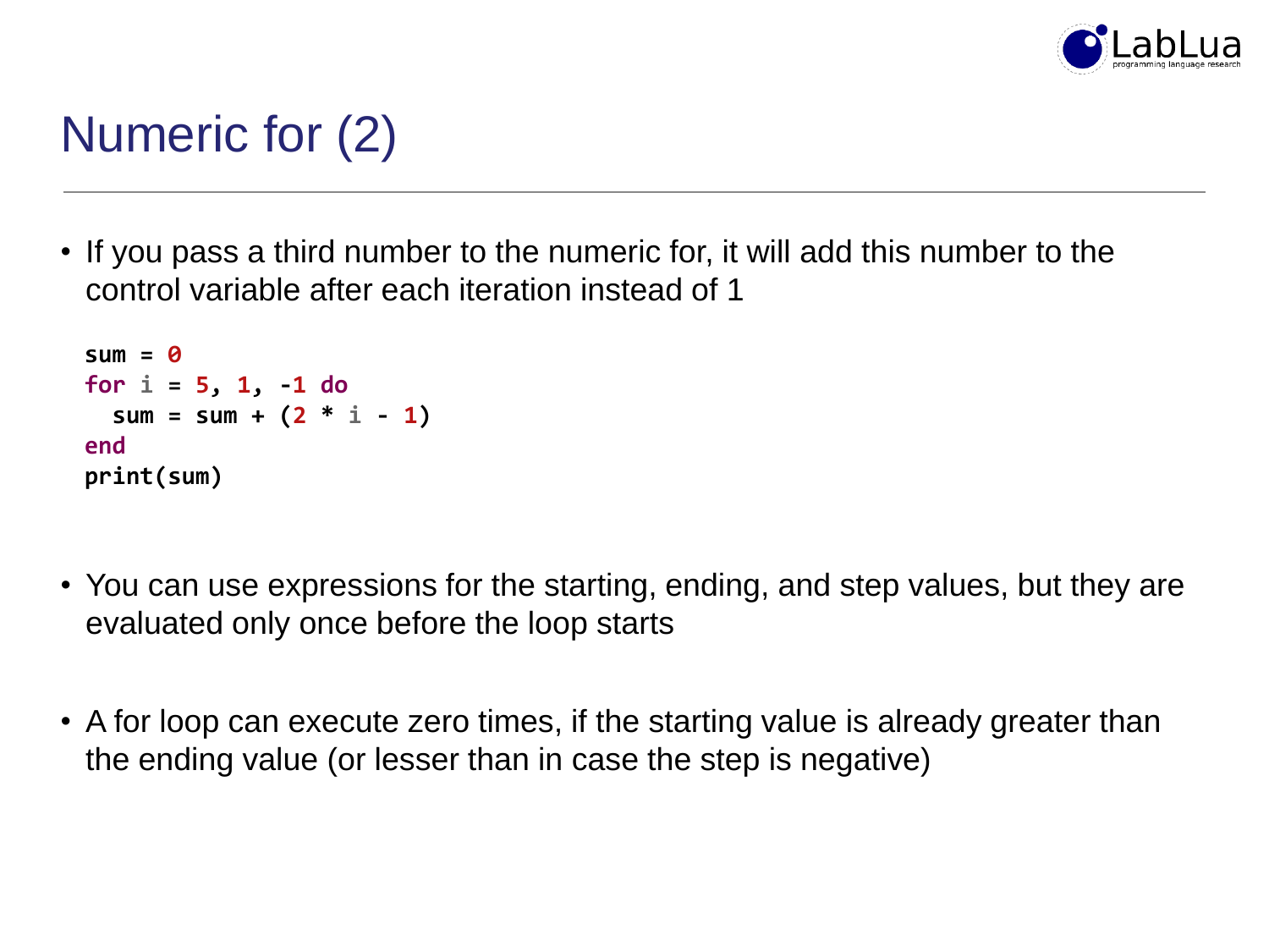# Numeric for (2)

- If you pass a third number to the numeric for, it will add this number to the control variable after each iteration instead of 1

```
sum = 0
for i = 5, 1, -1 do
  sum = sum + (2 * i - 1)
end
print(sum)
```

- You can use expressions for the starting, ending, and step values, but they are evaluated only once before the loop starts

- A for loop can execute zero times, if the starting value is already greater than the ending value (or lesser than in case the step is negative)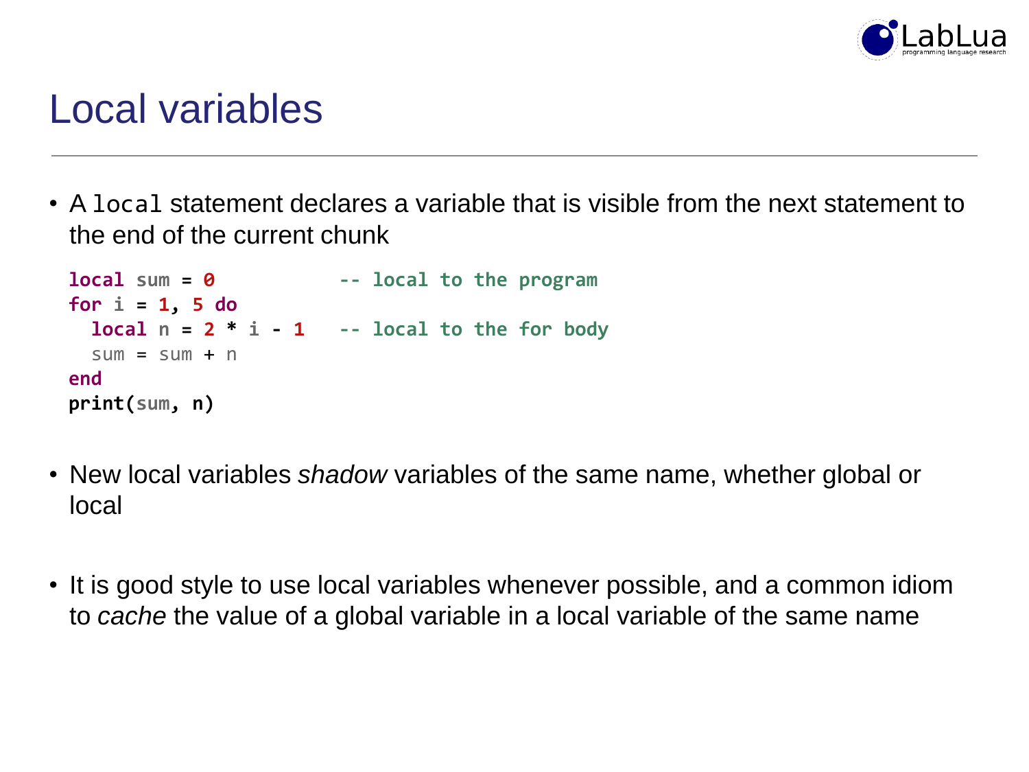# Local variables

- A `local` statement declares a variable that is visible from the next statement to the end of the current chunk

```
local sum = 0            -- local to the program
for i = 1, 5 do
  local n = 2 * i - 1    -- local to the for body
  sum = sum + n
end
print(sum, n)
```

- New local variables *shadow* variables of the same name, whether global or local

- It is good style to use local variables whenever possible, and a common idiom to *cache* the value of a global variable in a local variable of the same name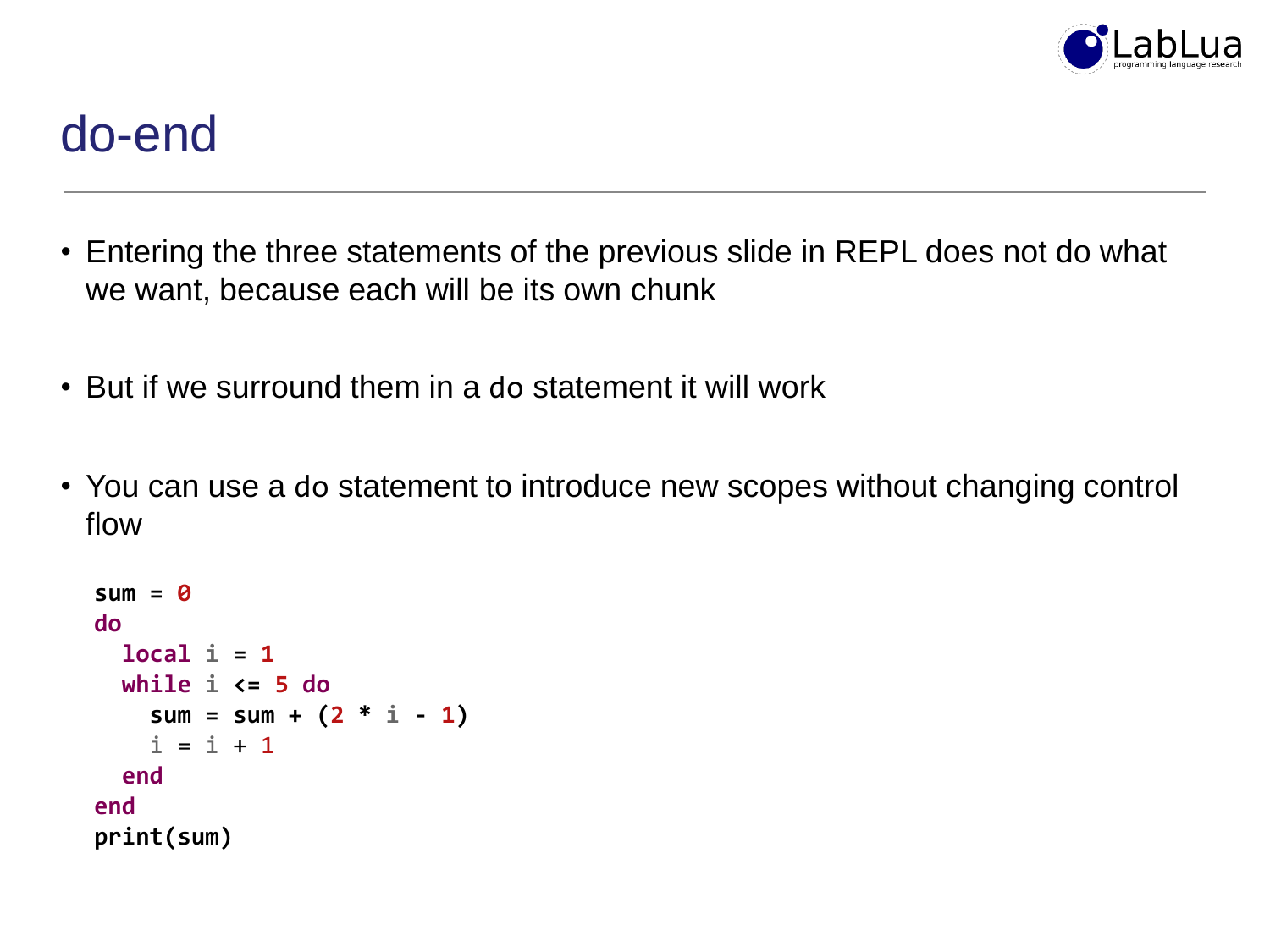# do-end

- Entering the three statements of the previous slide in REPL does not do what we want, because each will be its own chunk

- But if we surround them in a do statement it will work

- You can use a do statement to introduce new scopes without changing control flow

```
sum = 0
do
  local i = 1
  while i <= 5 do
    sum = sum + (2 * i - 1)
    i = i + 1
  end
end
print(sum)
```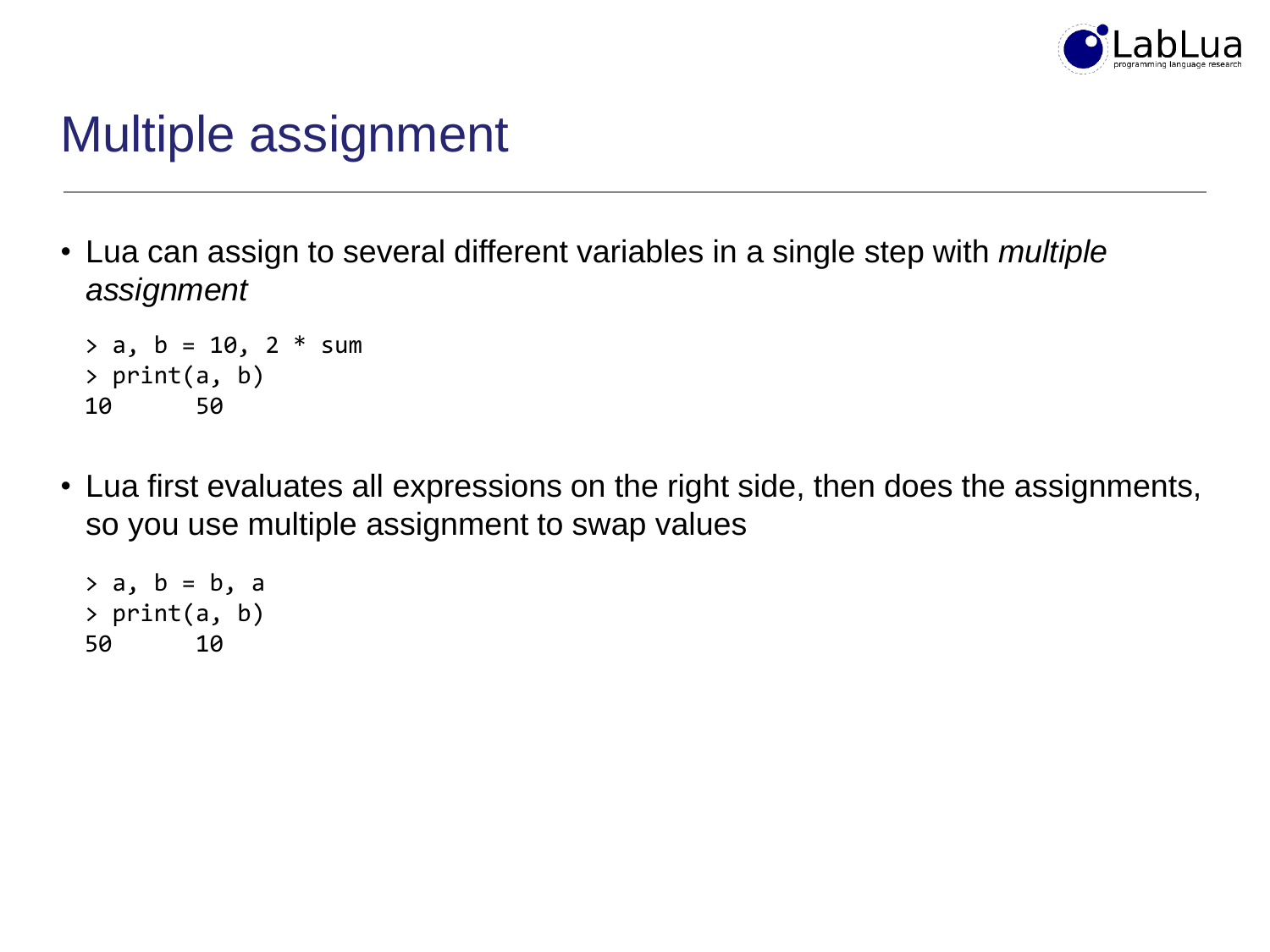# Multiple assignment

- Lua can assign to several different variables in a single step with *multiple assignment*

```
> a, b = 10, 2 * sum
> print(a, b)
10      50
```

- Lua first evaluates all expressions on the right side, then does the assignments, so you use multiple assignment to swap values

```
> a, b = b, a
> print(a, b)
50      10
```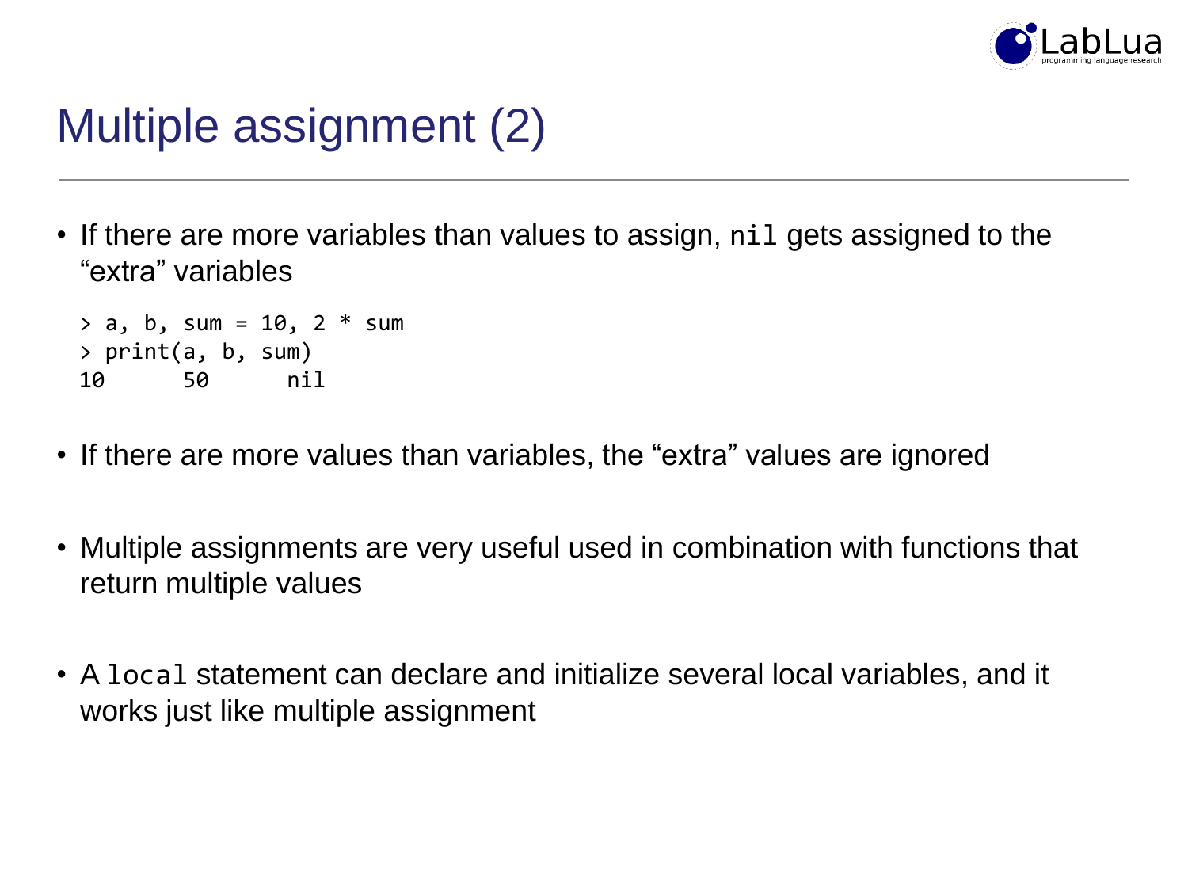# Multiple assignment (2)

- If there are more variables than values to assign, `nil` gets assigned to the "extra" variables

```
> a, b, sum = 10, 2 * sum
> print(a, b, sum)
10      50      nil
```

- If there are more values than variables, the "extra" values are ignored
- Multiple assignments are very useful used in combination with functions that return multiple values
- A `local` statement can declare and initialize several local variables, and it works just like multiple assignment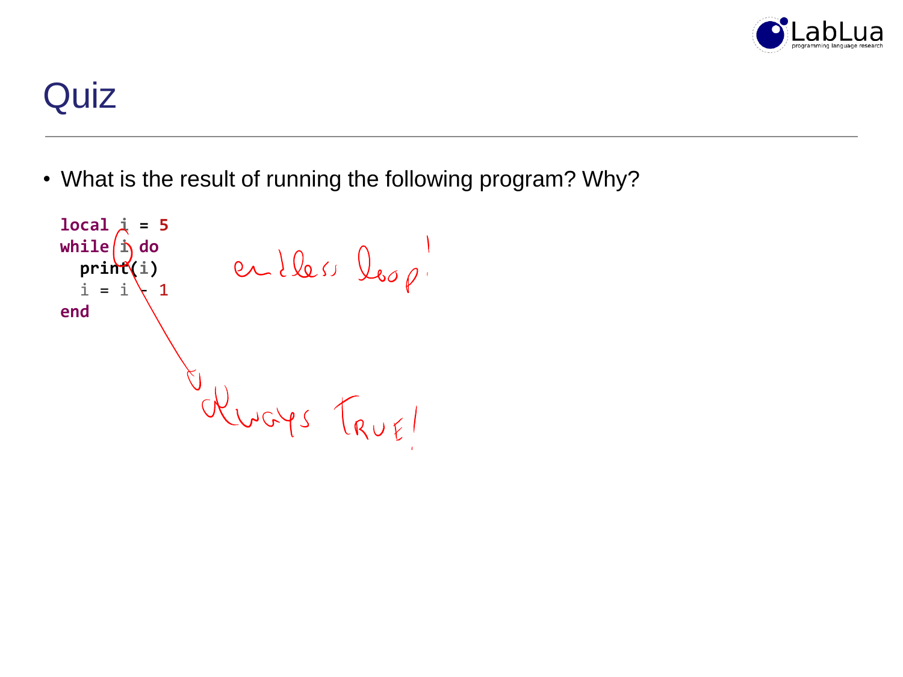# Quiz

- What is the result of running the following program? Why?

```lua
local i = 5
while i do
  print(i)
  i = i - 1
end
```

endless loop!

always TRUE!